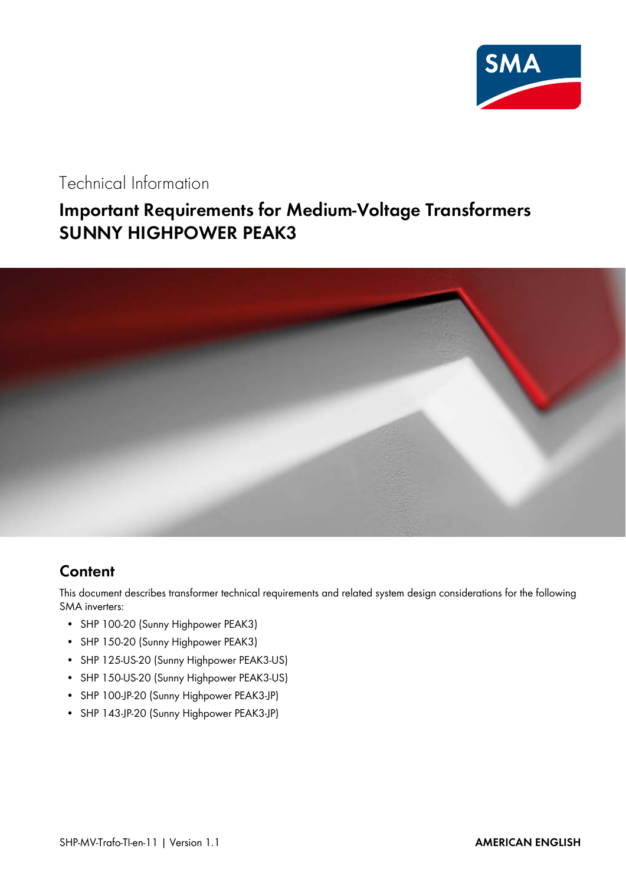Technical Information

# Important Requirements for Medium-Voltage Transformers SUNNY HIGHPOWER PEAK3

## Content

This document describes transformer technical requirements and related system design considerations for the following SMA inverters:

- SHP 100-20 (Sunny Highpower PEAK3)
- SHP 150-20 (Sunny Highpower PEAK3)
- SHP 125-US-20 (Sunny Highpower PEAK3-US)
- SHP 150-US-20 (Sunny Highpower PEAK3-US)
- SHP 100-JP-20 (Sunny Highpower PEAK3-JP)
- SHP 143-JP-20 (Sunny Highpower PEAK3-JP)

SHP-MV-Trafo-TI-en-11 | Version 1.1

AMERICAN ENGLISH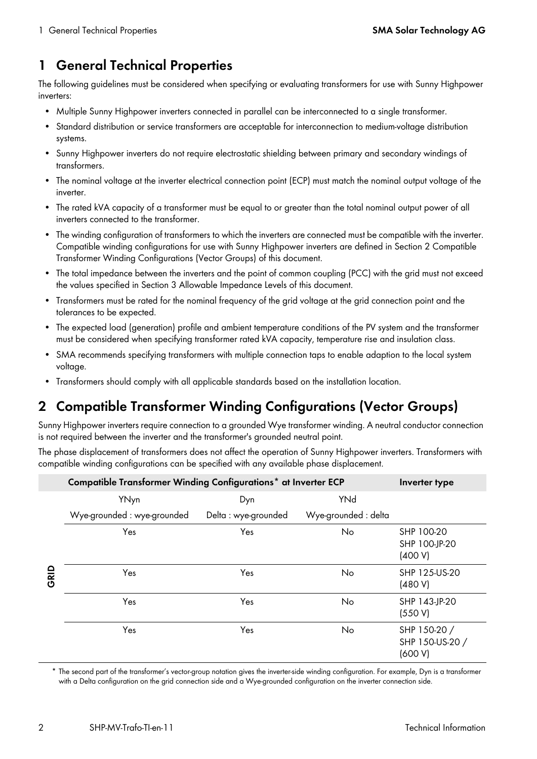# 1 General Technical Properties

The following guidelines must be considered when specifying or evaluating transformers for use with Sunny Highpower inverters:

- Multiple Sunny Highpower inverters connected in parallel can be interconnected to a single transformer.
- Standard distribution or service transformers are acceptable for interconnection to medium-voltage distribution systems.
- Sunny Highpower inverters do not require electrostatic shielding between primary and secondary windings of transformers.
- The nominal voltage at the inverter electrical connection point (ECP) must match the nominal output voltage of the inverter.
- The rated kVA capacity of a transformer must be equal to or greater than the total nominal output power of all inverters connected to the transformer.
- The winding configuration of transformers to which the inverters are connected must be compatible with the inverter. Compatible winding configurations for use with Sunny Highpower inverters are defined in Section 2 Compatible Transformer Winding Configurations (Vector Groups) of this document.
- The total impedance between the inverters and the point of common coupling (PCC) with the grid must not exceed the values specified in Section 3 Allowable Impedance Levels of this document.
- Transformers must be rated for the nominal frequency of the grid voltage at the grid connection point and the tolerances to be expected.
- The expected load (generation) profile and ambient temperature conditions of the PV system and the transformer must be considered when specifying transformer rated kVA capacity, temperature rise and insulation class.
- SMA recommends specifying transformers with multiple connection taps to enable adaption to the local system voltage.
- Transformers should comply with all applicable standards based on the installation location.

# 2 Compatible Transformer Winding Configurations (Vector Groups)

Sunny Highpower inverters require connection to a grounded Wye transformer winding. A neutral conductor connection is not required between the inverter and the transformer's grounded neutral point.

The phase displacement of transformers does not affect the operation of Sunny Highpower inverters. Transformers with compatible winding configurations can be specified with any available phase displacement.

| | **Compatible Transformer Winding Configurations* at Inverter ECP** | | | **Inverter type** |
|---|---|---|---|---|
| | YNyn<br>Wye-grounded : wye-grounded | Dyn<br>Delta : wye-grounded | YNd<br>Wye-grounded : delta | |
| GRID | Yes | Yes | No | SHP 100-20<br>SHP 100-JP-20<br>(400 V) |
| | Yes | Yes | No | SHP 125-US-20<br>(480 V) |
| | Yes | Yes | No | SHP 143-JP-20<br>(550 V) |
| | Yes | Yes | No | SHP 150-20 /<br>SHP 150-US-20 /<br>(600 V) |

\* The second part of the transformer's vector-group notation gives the inverter-side winding configuration. For example, Dyn is a transformer with a Delta configuration on the grid connection side and a Wye-grounded configuration on the inverter connection side.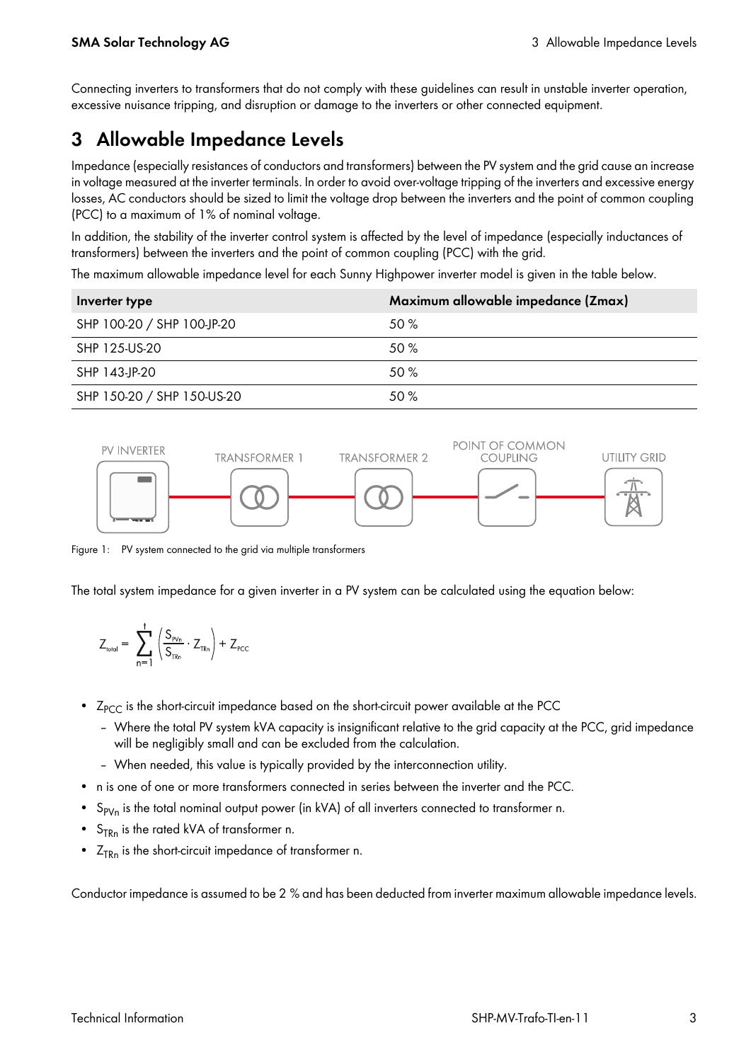Connecting inverters to transformers that do not comply with these guidelines can result in unstable inverter operation, excessive nuisance tripping, and disruption or damage to the inverters or other connected equipment.

# 3 Allowable Impedance Levels

Impedance (especially resistances of conductors and transformers) between the PV system and the grid cause an increase in voltage measured at the inverter terminals. In order to avoid over-voltage tripping of the inverters and excessive energy losses, AC conductors should be sized to limit the voltage drop between the inverters and the point of common coupling (PCC) to a maximum of 1% of nominal voltage.

In addition, the stability of the inverter control system is affected by the level of impedance (especially inductances of transformers) between the inverters and the point of common coupling (PCC) with the grid.

The maximum allowable impedance level for each Sunny Highpower inverter model is given in the table below.

| Inverter type | Maximum allowable impedance (Zmax) |
| --- | --- |
| SHP 100-20 / SHP 100-JP-20 | 50 % |
| SHP 125-US-20 | 50 % |
| SHP 143-JP-20 | 50 % |
| SHP 150-20 / SHP 150-US-20 | 50 % |

PV INVERTER — TRANSFORMER 1 — TRANSFORMER 2 — POINT OF COMMON COUPLING — UTILITY GRID

Figure 1: PV system connected to the grid via multiple transformers

The total system impedance for a given inverter in a PV system can be calculated using the equation below:

$$Z_{total} = \sum_{n=1}^{t} \left( \frac{S_{PVn}}{S_{TRn}} \cdot Z_{TRn} \right) + Z_{PCC}$$

- $Z_{PCC}$ is the short-circuit impedance based on the short-circuit power available at the PCC
  - Where the total PV system kVA capacity is insignificant relative to the grid capacity at the PCC, grid impedance will be negligibly small and can be excluded from the calculation.
  - When needed, this value is typically provided by the interconnection utility.
- n is one of one or more transformers connected in series between the inverter and the PCC.
- $S_{PVn}$ is the total nominal output power (in kVA) of all inverters connected to transformer n.
- $S_{TRn}$ is the rated kVA of transformer n.
- $Z_{TRn}$ is the short-circuit impedance of transformer n.

Conductor impedance is assumed to be 2 % and has been deducted from inverter maximum allowable impedance levels.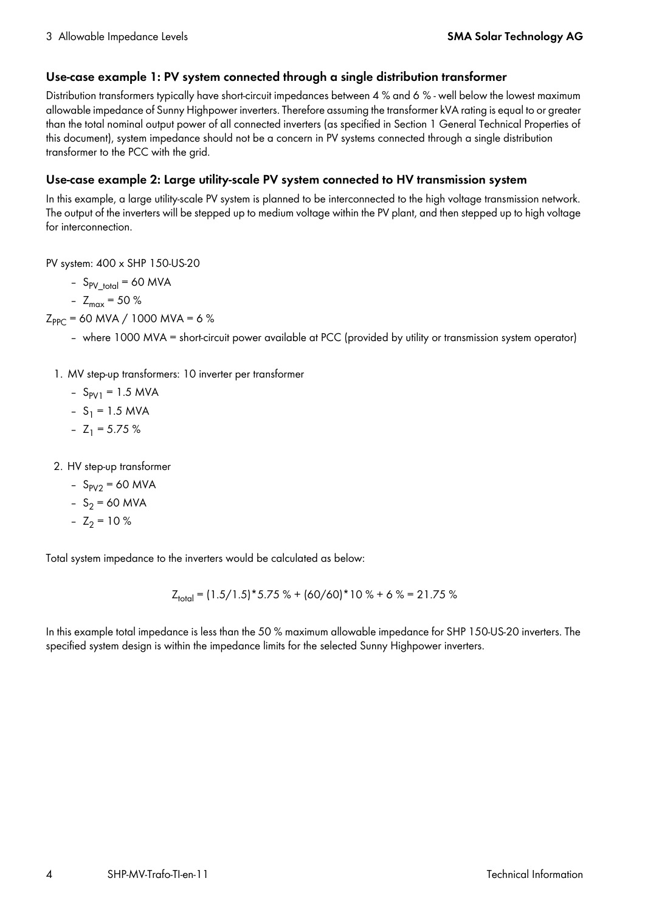### Use-case example 1: PV system connected through a single distribution transformer

Distribution transformers typically have short-circuit impedances between 4 % and 6 % - well below the lowest maximum allowable impedance of Sunny Highpower inverters. Therefore assuming the transformer kVA rating is equal to or greater than the total nominal output power of all connected inverters (as specified in Section 1 General Technical Properties of this document), system impedance should not be a concern in PV systems connected through a single distribution transformer to the PCC with the grid.

### Use-case example 2: Large utility-scale PV system connected to HV transmission system

In this example, a large utility-scale PV system is planned to be interconnected to the high voltage transmission network. The output of the inverters will be stepped up to medium voltage within the PV plant, and then stepped up to high voltage for interconnection.

PV system: 400 x SHP 150-US-20

- $S_{PV\_total}$ = 60 MVA
- $Z_{max}$ = 50 %

$Z_{PPC}$ = 60 MVA / 1000 MVA = 6 %

- where 1000 MVA = short-circuit power available at PCC (provided by utility or transmission system operator)

1. MV step-up transformers: 10 inverter per transformer
   - $S_{PV1}$ = 1.5 MVA
   - $S_1$ = 1.5 MVA
   - $Z_1$ = 5.75 %
2. HV step-up transformer
   - $S_{PV2}$ = 60 MVA
   - $S_2$ = 60 MVA
   - $Z_2$ = 10 %

Total system impedance to the inverters would be calculated as below:

$$Z_{total} = (1.5/1.5)*5.75\ \% + (60/60)*10\ \% + 6\ \% = 21.75\ \%$$

In this example total impedance is less than the 50 % maximum allowable impedance for SHP 150-US-20 inverters. The specified system design is within the impedance limits for the selected Sunny Highpower inverters.